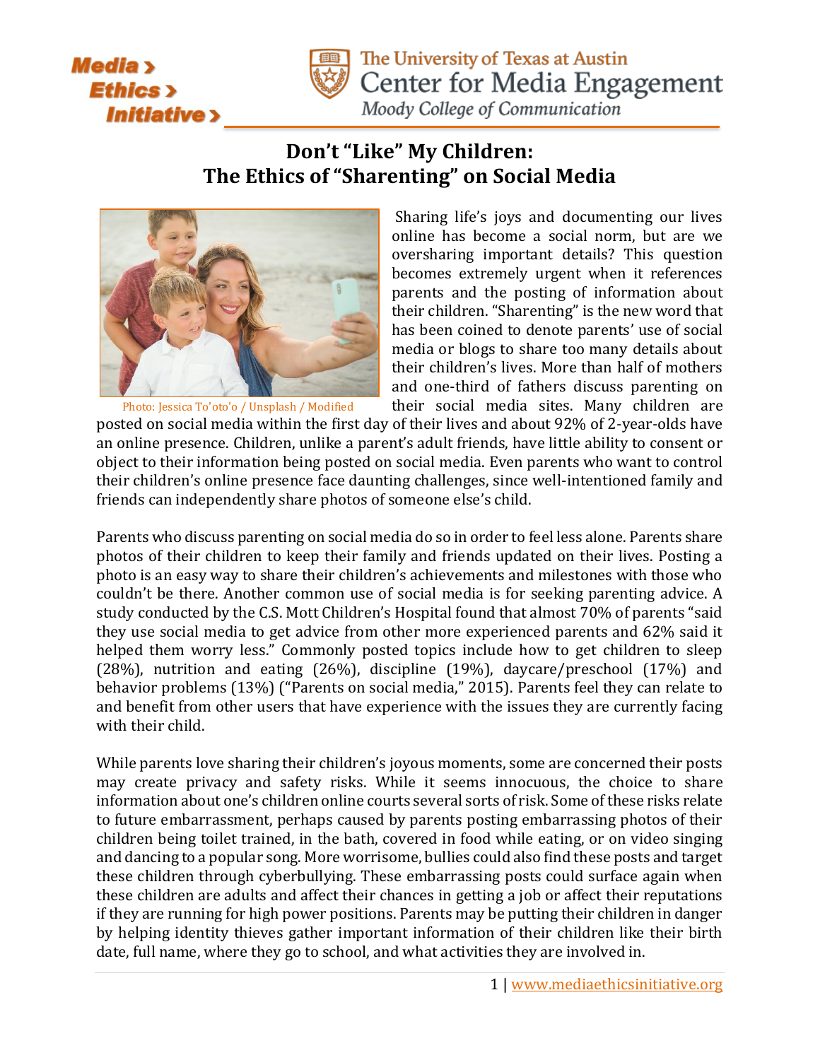# Don't "Like" My Children: The Ethics of "Sharenting" on Social Media

Photo: Jessica To'oto'o / Unsplash / Modified

Sharing life's joys and documenting our lives online has become a social norm, but are we oversharing important details? This question becomes extremely urgent when it references parents and the posting of information about their children. "Sharenting" is the new word that has been coined to denote parents' use of social media or blogs to share too many details about their children's lives. More than half of mothers and one-third of fathers discuss parenting on their social media sites. Many children are posted on social media within the first day of their lives and about 92% of 2-year-olds have an online presence. Children, unlike a parent's adult friends, have little ability to consent or object to their information being posted on social media. Even parents who want to control their children's online presence face daunting challenges, since well-intentioned family and friends can independently share photos of someone else's child.

Parents who discuss parenting on social media do so in order to feel less alone. Parents share photos of their children to keep their family and friends updated on their lives. Posting a photo is an easy way to share their children's achievements and milestones with those who couldn't be there. Another common use of social media is for seeking parenting advice. A study conducted by the C.S. Mott Children's Hospital found that almost 70% of parents "said they use social media to get advice from other more experienced parents and 62% said it helped them worry less." Commonly posted topics include how to get children to sleep (28%), nutrition and eating (26%), discipline (19%), daycare/preschool (17%) and behavior problems (13%) ("Parents on social media," 2015). Parents feel they can relate to and benefit from other users that have experience with the issues they are currently facing with their child.

While parents love sharing their children's joyous moments, some are concerned their posts may create privacy and safety risks. While it seems innocuous, the choice to share information about one's children online courts several sorts of risk. Some of these risks relate to future embarrassment, perhaps caused by parents posting embarrassing photos of their children being toilet trained, in the bath, covered in food while eating, or on video singing and dancing to a popular song. More worrisome, bullies could also find these posts and target these children through cyberbullying. These embarrassing posts could surface again when these children are adults and affect their chances in getting a job or affect their reputations if they are running for high power positions. Parents may be putting their children in danger by helping identity thieves gather important information of their children like their birth date, full name, where they go to school, and what activities they are involved in.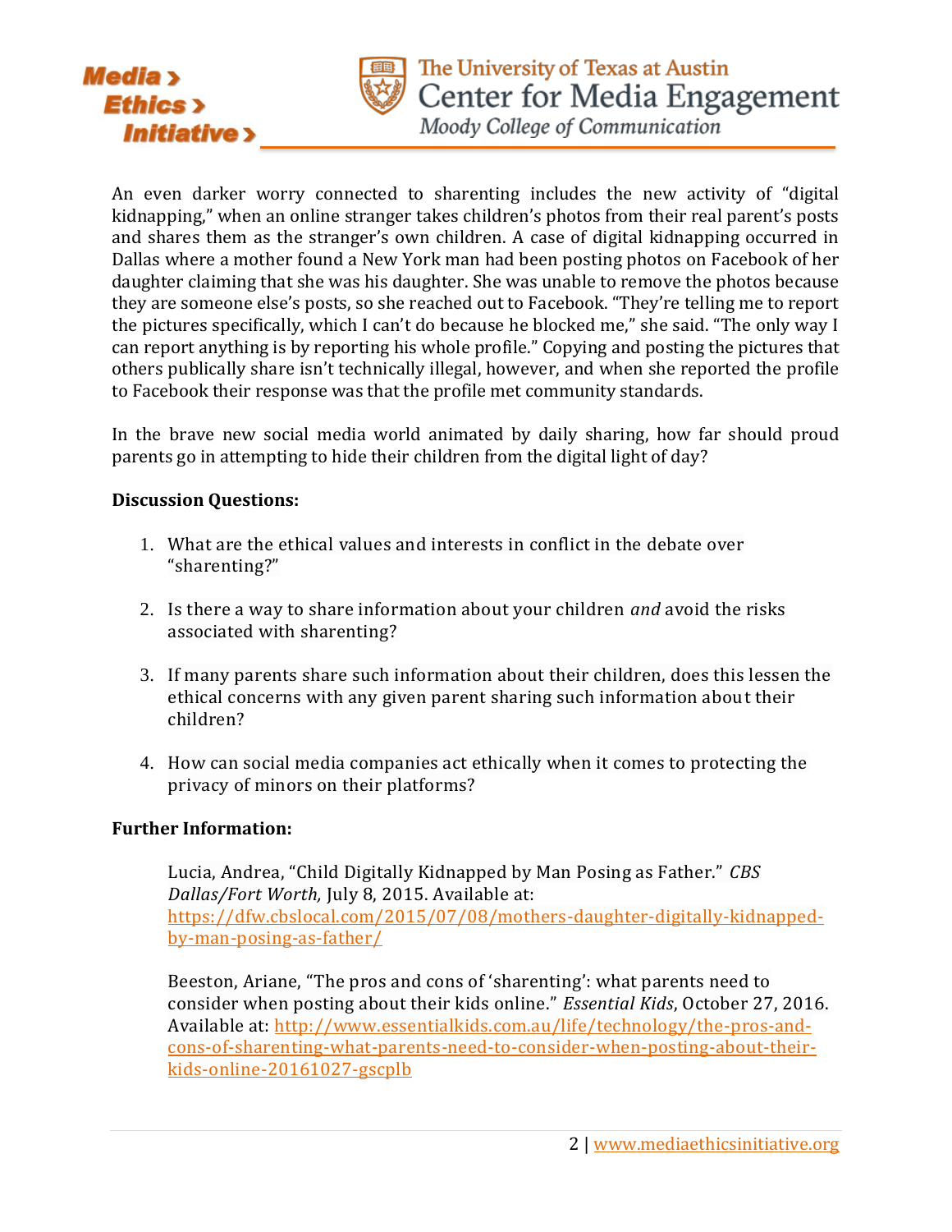An even darker worry connected to sharenting includes the new activity of "digital kidnapping," when an online stranger takes children's photos from their real parent's posts and shares them as the stranger's own children. A case of digital kidnapping occurred in Dallas where a mother found a New York man had been posting photos on Facebook of her daughter claiming that she was his daughter. She was unable to remove the photos because they are someone else's posts, so she reached out to Facebook. "They're telling me to report the pictures specifically, which I can't do because he blocked me," she said. "The only way I can report anything is by reporting his whole profile." Copying and posting the pictures that others publically share isn't technically illegal, however, and when she reported the profile to Facebook their response was that the profile met community standards.

In the brave new social media world animated by daily sharing, how far should proud parents go in attempting to hide their children from the digital light of day?

**Discussion Questions:**

1. What are the ethical values and interests in conflict in the debate over "sharenting?"

2. Is there a way to share information about your children *and* avoid the risks associated with sharenting?

3. If many parents share such information about their children, does this lessen the ethical concerns with any given parent sharing such information about their children?

4. How can social media companies act ethically when it comes to protecting the privacy of minors on their platforms?

**Further Information:**

Lucia, Andrea, "Child Digitally Kidnapped by Man Posing as Father." *CBS Dallas/Fort Worth,* July 8, 2015. Available at: https://dfw.cbslocal.com/2015/07/08/mothers-daughter-digitally-kidnapped-by-man-posing-as-father/

Beeston, Ariane, "The pros and cons of 'sharenting': what parents need to consider when posting about their kids online." *Essential Kids*, October 27, 2016. Available at: http://www.essentialkids.com.au/life/technology/the-pros-and-cons-of-sharenting-what-parents-need-to-consider-when-posting-about-their-kids-online-20161027-gscplb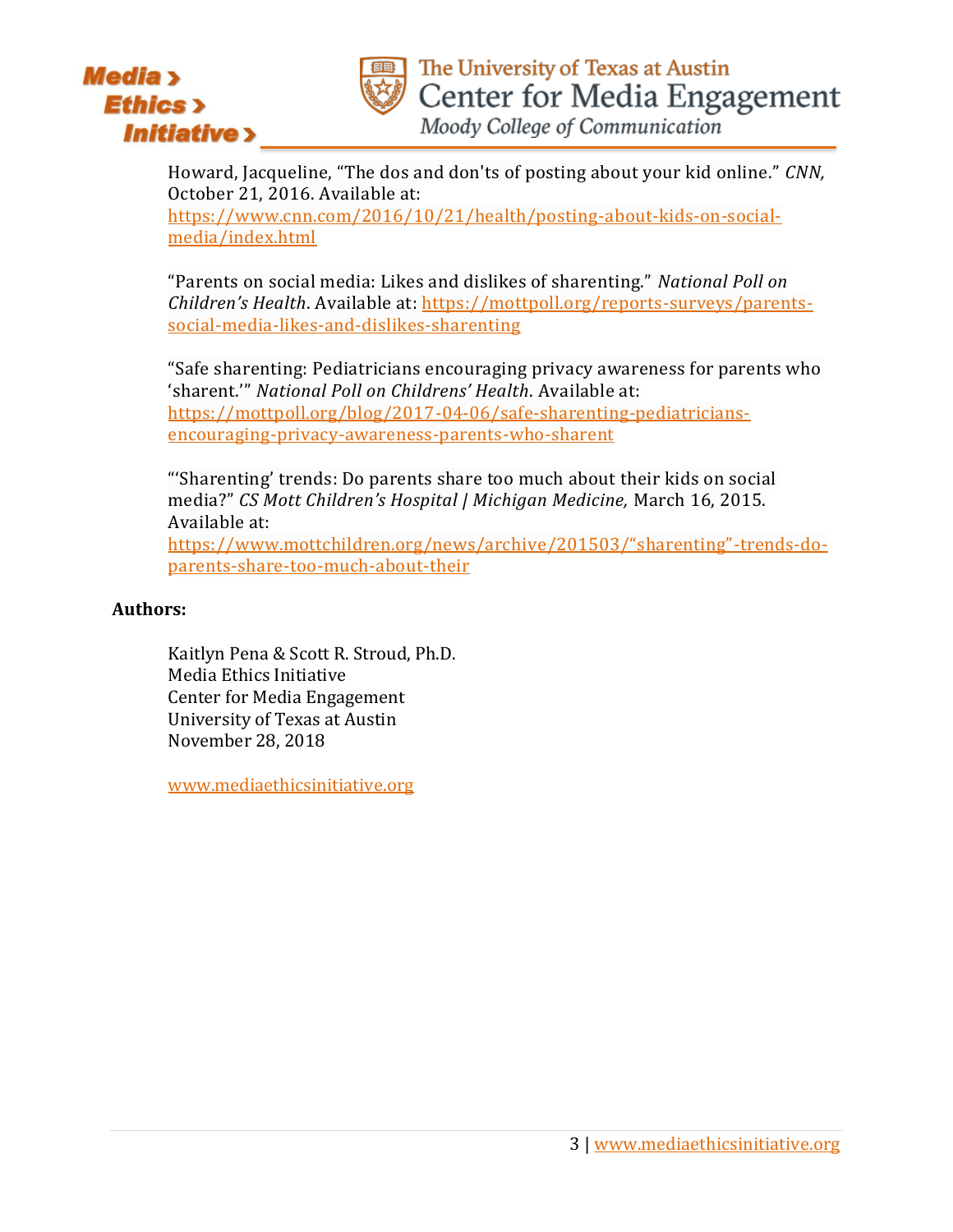Howard, Jacqueline, "The dos and don'ts of posting about your kid online." *CNN,* October 21, 2016. Available at: [https://www.cnn.com/2016/10/21/health/posting-about-kids-on-social-media/index.html](https://www.cnn.com/2016/10/21/health/posting-about-kids-on-social-media/index.html)

"Parents on social media: Likes and dislikes of sharenting." *National Poll on Children's Health*. Available at: [https://mottpoll.org/reports-surveys/parents-social-media-likes-and-dislikes-sharenting](https://mottpoll.org/reports-surveys/parents-social-media-likes-and-dislikes-sharenting)

"Safe sharenting: Pediatricians encouraging privacy awareness for parents who 'sharent.'" *National Poll on Childrens' Health*. Available at: [https://mottpoll.org/blog/2017-04-06/safe-sharenting-pediatricians-encouraging-privacy-awareness-parents-who-sharent](https://mottpoll.org/blog/2017-04-06/safe-sharenting-pediatricians-encouraging-privacy-awareness-parents-who-sharent)

"'Sharenting' trends: Do parents share too much about their kids on social media?" *CS Mott Children's Hospital | Michigan Medicine,* March 16, 2015. Available at: [https://www.mottchildren.org/news/archive/201503/"sharenting"-trends-do-parents-share-too-much-about-their](https://www.mottchildren.org/news/archive/201503/"sharenting"-trends-do-parents-share-too-much-about-their)

**Authors:**

Kaitlyn Pena & Scott R. Stroud, Ph.D.
Media Ethics Initiative
Center for Media Engagement
University of Texas at Austin
November 28, 2018

[www.mediaethicsinitiative.org](http://www.mediaethicsinitiative.org)